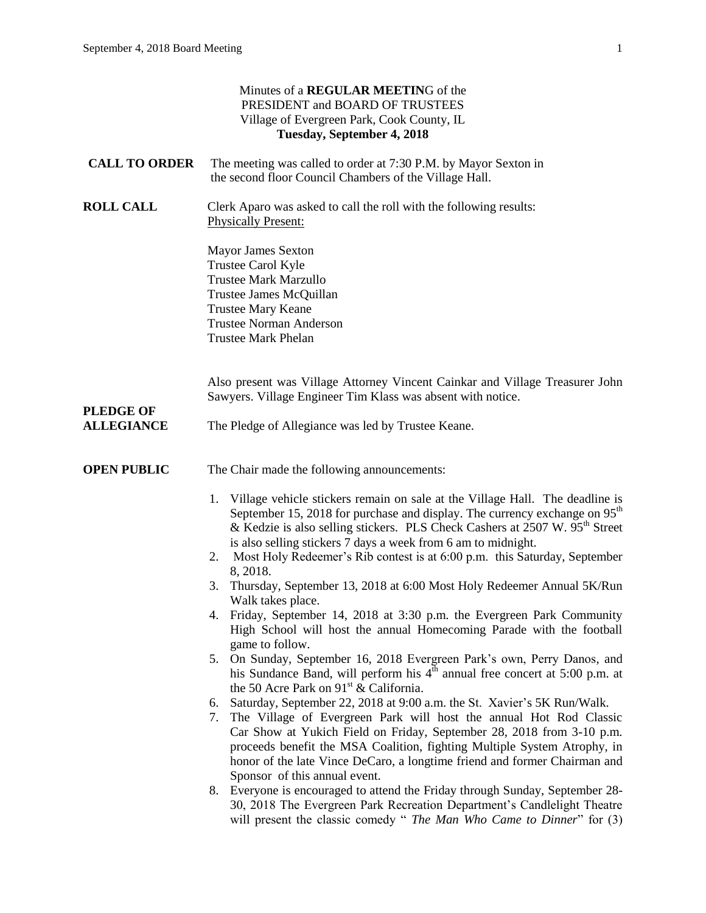Minutes of a **REGULAR MEETIN**G of the
PRESIDENT and BOARD OF TRUSTEES
Village of Evergreen Park, Cook County, IL
**Tuesday, September 4, 2018**

**CALL TO ORDER** The meeting was called to order at 7:30 P.M. by Mayor Sexton in the second floor Council Chambers of the Village Hall.

**ROLL CALL** Clerk Aparo was asked to call the roll with the following results:
Physically Present:

Mayor James Sexton
Trustee Carol Kyle
Trustee Mark Marzullo
Trustee James McQuillan
Trustee Mary Keane
Trustee Norman Anderson
Trustee Mark Phelan

Also present was Village Attorney Vincent Cainkar and Village Treasurer John Sawyers. Village Engineer Tim Klass was absent with notice.

**PLEDGE OF ALLEGIANCE** The Pledge of Allegiance was led by Trustee Keane.

**OPEN PUBLIC** The Chair made the following announcements:

1. Village vehicle stickers remain on sale at the Village Hall. The deadline is September 15, 2018 for purchase and display. The currency exchange on 95th & Kedzie is also selling stickers. PLS Check Cashers at 2507 W. 95th Street is also selling stickers 7 days a week from 6 am to midnight.
2. Most Holy Redeemer's Rib contest is at 6:00 p.m. this Saturday, September 8, 2018.
3. Thursday, September 13, 2018 at 6:00 Most Holy Redeemer Annual 5K/Run Walk takes place.
4. Friday, September 14, 2018 at 3:30 p.m. the Evergreen Park Community High School will host the annual Homecoming Parade with the football game to follow.
5. On Sunday, September 16, 2018 Evergreen Park's own, Perry Danos, and his Sundance Band, will perform his 4th annual free concert at 5:00 p.m. at the 50 Acre Park on 91st & California.
6. Saturday, September 22, 2018 at 9:00 a.m. the St. Xavier's 5K Run/Walk.
7. The Village of Evergreen Park will host the annual Hot Rod Classic Car Show at Yukich Field on Friday, September 28, 2018 from 3-10 p.m. proceeds benefit the MSA Coalition, fighting Multiple System Atrophy, in honor of the late Vince DeCaro, a longtime friend and former Chairman and Sponsor of this annual event.
8. Everyone is encouraged to attend the Friday through Sunday, September 28-30, 2018 The Evergreen Park Recreation Department's Candlelight Theatre will present the classic comedy " *The Man Who Came to Dinner*" for (3)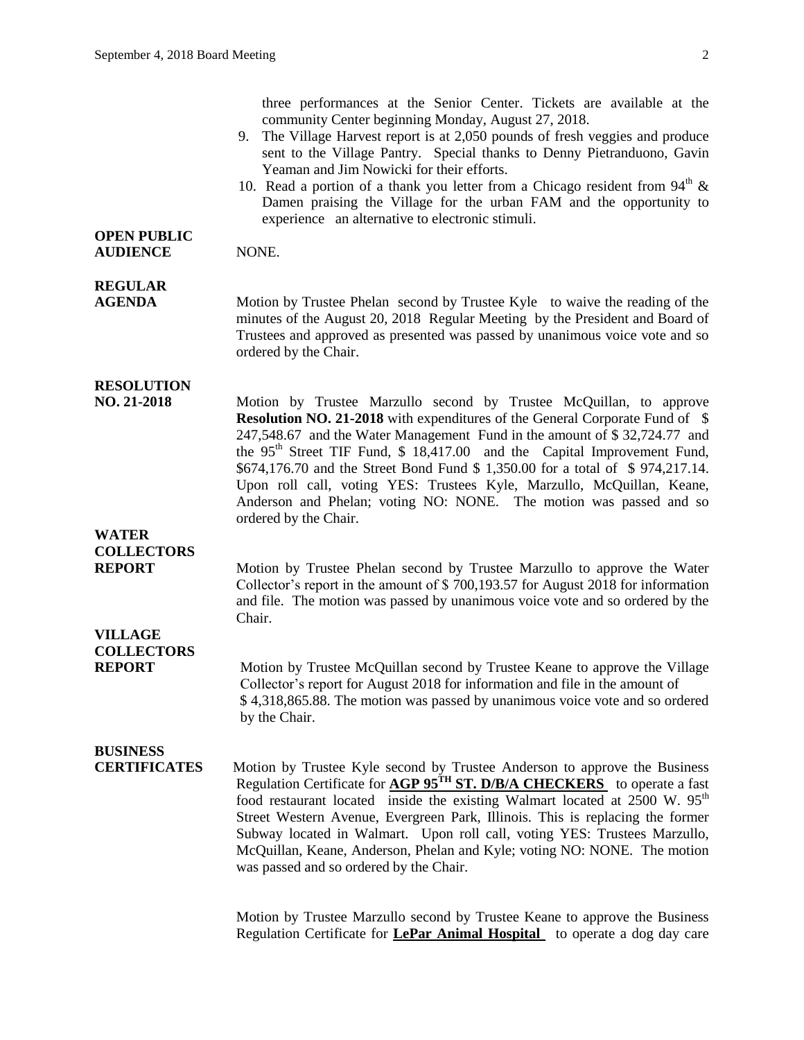three performances at the Senior Center. Tickets are available at the community Center beginning Monday, August 27, 2018.

9. The Village Harvest report is at 2,050 pounds of fresh veggies and produce sent to the Village Pantry. Special thanks to Denny Pietranduono, Gavin Yeaman and Jim Nowicki for their efforts.
10. Read a portion of a thank you letter from a Chicago resident from 94th & Damen praising the Village for the urban FAM and the opportunity to experience an alternative to electronic stimuli.

**OPEN PUBLIC AUDIENCE**

NONE.

**REGULAR AGENDA**

Motion by Trustee Phelan second by Trustee Kyle to waive the reading of the minutes of the August 20, 2018 Regular Meeting by the President and Board of Trustees and approved as presented was passed by unanimous voice vote and so ordered by the Chair.

**RESOLUTION NO. 21-2018**

Motion by Trustee Marzullo second by Trustee McQuillan, to approve **Resolution NO. 21-2018** with expenditures of the General Corporate Fund of $ 247,548.67 and the Water Management Fund in the amount of $ 32,724.77 and the 95th Street TIF Fund, $ 18,417.00 and the Capital Improvement Fund, $674,176.70 and the Street Bond Fund $ 1,350.00 for a total of $ 974,217.14. Upon roll call, voting YES: Trustees Kyle, Marzullo, McQuillan, Keane, Anderson and Phelan; voting NO: NONE. The motion was passed and so ordered by the Chair.

**WATER COLLECTORS REPORT**

Motion by Trustee Phelan second by Trustee Marzullo to approve the Water Collector's report in the amount of $ 700,193.57 for August 2018 for information and file. The motion was passed by unanimous voice vote and so ordered by the Chair.

**VILLAGE COLLECTORS REPORT**

Motion by Trustee McQuillan second by Trustee Keane to approve the Village Collector's report for August 2018 for information and file in the amount of $ 4,318,865.88. The motion was passed by unanimous voice vote and so ordered by the Chair.

**BUSINESS CERTIFICATES**

Motion by Trustee Kyle second by Trustee Anderson to approve the Business Regulation Certificate for **AGP 95TH ST. D/B/A CHECKERS** to operate a fast food restaurant located inside the existing Walmart located at 2500 W. 95th Street Western Avenue, Evergreen Park, Illinois. This is replacing the former Subway located in Walmart. Upon roll call, voting YES: Trustees Marzullo, McQuillan, Keane, Anderson, Phelan and Kyle; voting NO: NONE. The motion was passed and so ordered by the Chair.

Motion by Trustee Marzullo second by Trustee Keane to approve the Business Regulation Certificate for **LePar Animal Hospital** to operate a dog day care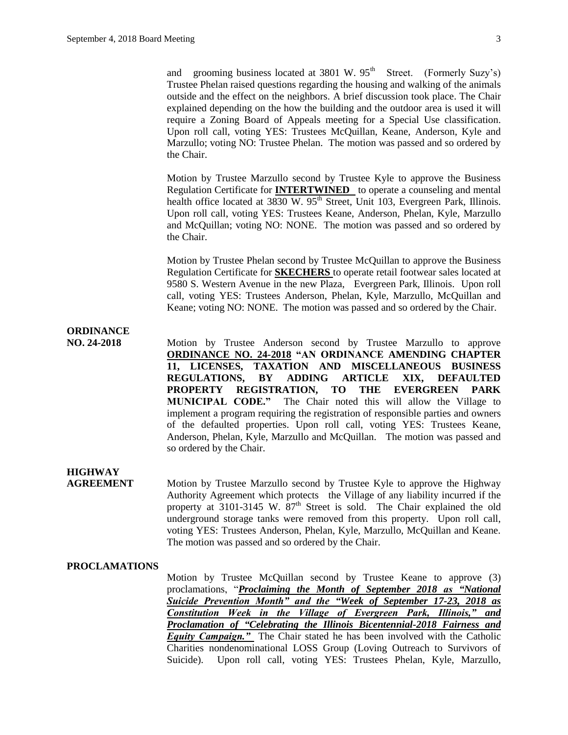and grooming business located at 3801 W. 95th Street. (Formerly Suzy's) Trustee Phelan raised questions regarding the housing and walking of the animals outside and the effect on the neighbors. A brief discussion took place. The Chair explained depending on the how the building and the outdoor area is used it will require a Zoning Board of Appeals meeting for a Special Use classification. Upon roll call, voting YES: Trustees McQuillan, Keane, Anderson, Kyle and Marzullo; voting NO: Trustee Phelan. The motion was passed and so ordered by the Chair.

Motion by Trustee Marzullo second by Trustee Kyle to approve the Business Regulation Certificate for **INTERTWINED** to operate a counseling and mental health office located at 3830 W. 95th Street, Unit 103, Evergreen Park, Illinois. Upon roll call, voting YES: Trustees Keane, Anderson, Phelan, Kyle, Marzullo and McQuillan; voting NO: NONE. The motion was passed and so ordered by the Chair.

Motion by Trustee Phelan second by Trustee McQuillan to approve the Business Regulation Certificate for **SKECHERS** to operate retail footwear sales located at 9580 S. Western Avenue in the new Plaza, Evergreen Park, Illinois. Upon roll call, voting YES: Trustees Anderson, Phelan, Kyle, Marzullo, McQuillan and Keane; voting NO: NONE. The motion was passed and so ordered by the Chair.

**ORDINANCE NO. 24-2018**

Motion by Trustee Anderson second by Trustee Marzullo to approve **ORDINANCE NO. 24-2018 "AN ORDINANCE AMENDING CHAPTER 11, LICENSES, TAXATION AND MISCELLANEOUS BUSINESS REGULATIONS, BY ADDING ARTICLE XIX, DEFAULTED PROPERTY REGISTRATION, TO THE EVERGREEN PARK MUNICIPAL CODE."** The Chair noted this will allow the Village to implement a program requiring the registration of responsible parties and owners of the defaulted properties. Upon roll call, voting YES: Trustees Keane, Anderson, Phelan, Kyle, Marzullo and McQuillan. The motion was passed and so ordered by the Chair.

**HIGHWAY AGREEMENT**

Motion by Trustee Marzullo second by Trustee Kyle to approve the Highway Authority Agreement which protects the Village of any liability incurred if the property at 3101-3145 W. 87th Street is sold. The Chair explained the old underground storage tanks were removed from this property. Upon roll call, voting YES: Trustees Anderson, Phelan, Kyle, Marzullo, McQuillan and Keane. The motion was passed and so ordered by the Chair.

**PROCLAMATIONS**

Motion by Trustee McQuillan second by Trustee Keane to approve (3) proclamations, "***Proclaiming the Month of September 2018 as "National Suicide Prevention Month" and the "Week of September 17-23, 2018 as Constitution Week in the Village of Evergreen Park, Illinois," and Proclamation of "Celebrating the Illinois Bicentennial-2018 Fairness and Equity Campaign."*** The Chair stated he has been involved with the Catholic Charities nondenominational LOSS Group (Loving Outreach to Survivors of Suicide). Upon roll call, voting YES: Trustees Phelan, Kyle, Marzullo,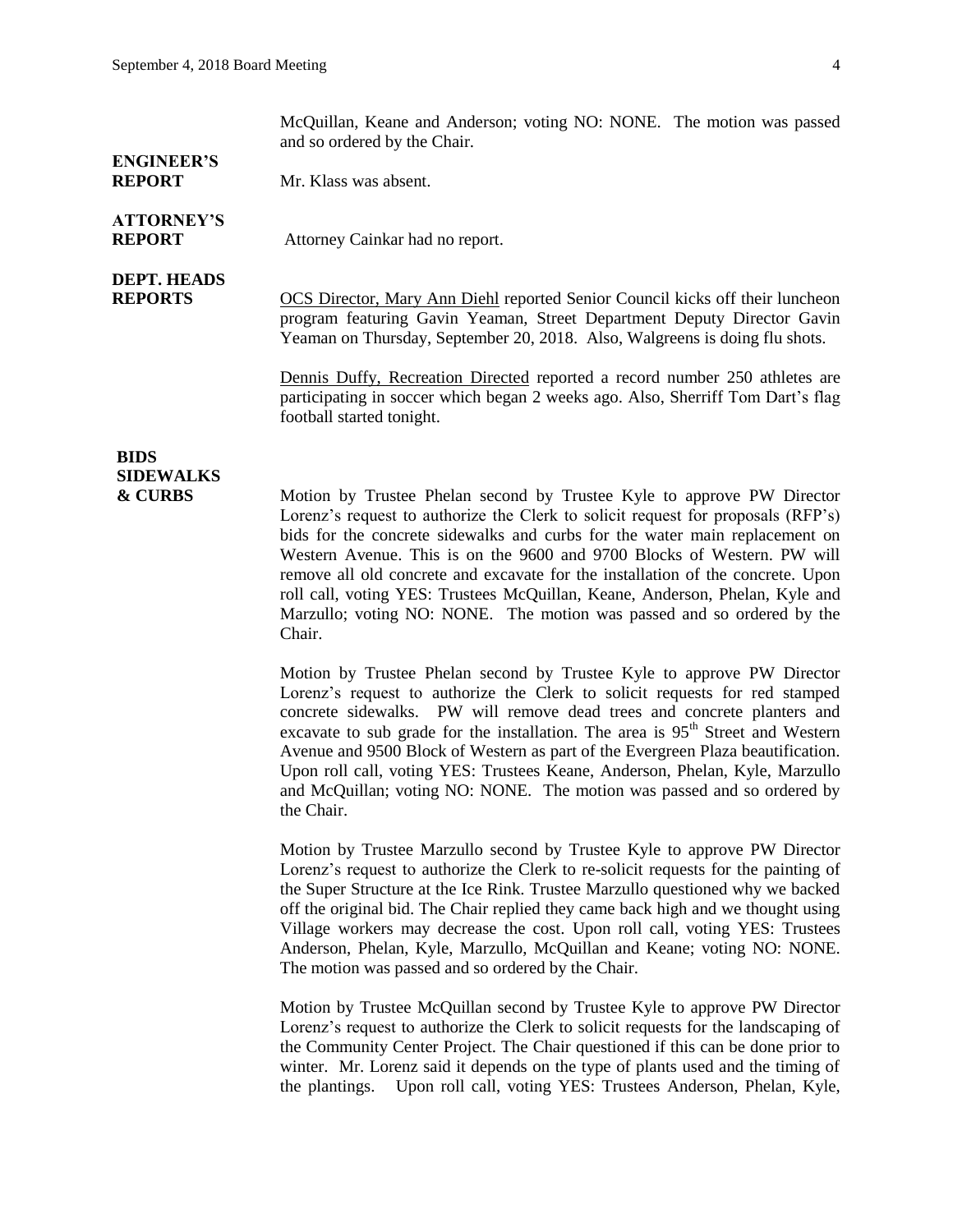McQuillan, Keane and Anderson; voting NO: NONE. The motion was passed and so ordered by the Chair.

**ENGINEER'S REPORT**

Mr. Klass was absent.

**ATTORNEY'S REPORT**

Attorney Cainkar had no report.

**DEPT. HEADS REPORTS**

OCS Director, Mary Ann Diehl reported Senior Council kicks off their luncheon program featuring Gavin Yeaman, Street Department Deputy Director Gavin Yeaman on Thursday, September 20, 2018. Also, Walgreens is doing flu shots.

Dennis Duffy, Recreation Directed reported a record number 250 athletes are participating in soccer which began 2 weeks ago. Also, Sherriff Tom Dart's flag football started tonight.

**BIDS SIDEWALKS & CURBS**

Motion by Trustee Phelan second by Trustee Kyle to approve PW Director Lorenz's request to authorize the Clerk to solicit request for proposals (RFP's) bids for the concrete sidewalks and curbs for the water main replacement on Western Avenue. This is on the 9600 and 9700 Blocks of Western. PW will remove all old concrete and excavate for the installation of the concrete. Upon roll call, voting YES: Trustees McQuillan, Keane, Anderson, Phelan, Kyle and Marzullo; voting NO: NONE. The motion was passed and so ordered by the Chair.

Motion by Trustee Phelan second by Trustee Kyle to approve PW Director Lorenz's request to authorize the Clerk to solicit requests for red stamped concrete sidewalks. PW will remove dead trees and concrete planters and excavate to sub grade for the installation. The area is 95th Street and Western Avenue and 9500 Block of Western as part of the Evergreen Plaza beautification. Upon roll call, voting YES: Trustees Keane, Anderson, Phelan, Kyle, Marzullo and McQuillan; voting NO: NONE. The motion was passed and so ordered by the Chair.

Motion by Trustee Marzullo second by Trustee Kyle to approve PW Director Lorenz's request to authorize the Clerk to re-solicit requests for the painting of the Super Structure at the Ice Rink. Trustee Marzullo questioned why we backed off the original bid. The Chair replied they came back high and we thought using Village workers may decrease the cost. Upon roll call, voting YES: Trustees Anderson, Phelan, Kyle, Marzullo, McQuillan and Keane; voting NO: NONE. The motion was passed and so ordered by the Chair.

Motion by Trustee McQuillan second by Trustee Kyle to approve PW Director Lorenz's request to authorize the Clerk to solicit requests for the landscaping of the Community Center Project. The Chair questioned if this can be done prior to winter. Mr. Lorenz said it depends on the type of plants used and the timing of the plantings. Upon roll call, voting YES: Trustees Anderson, Phelan, Kyle,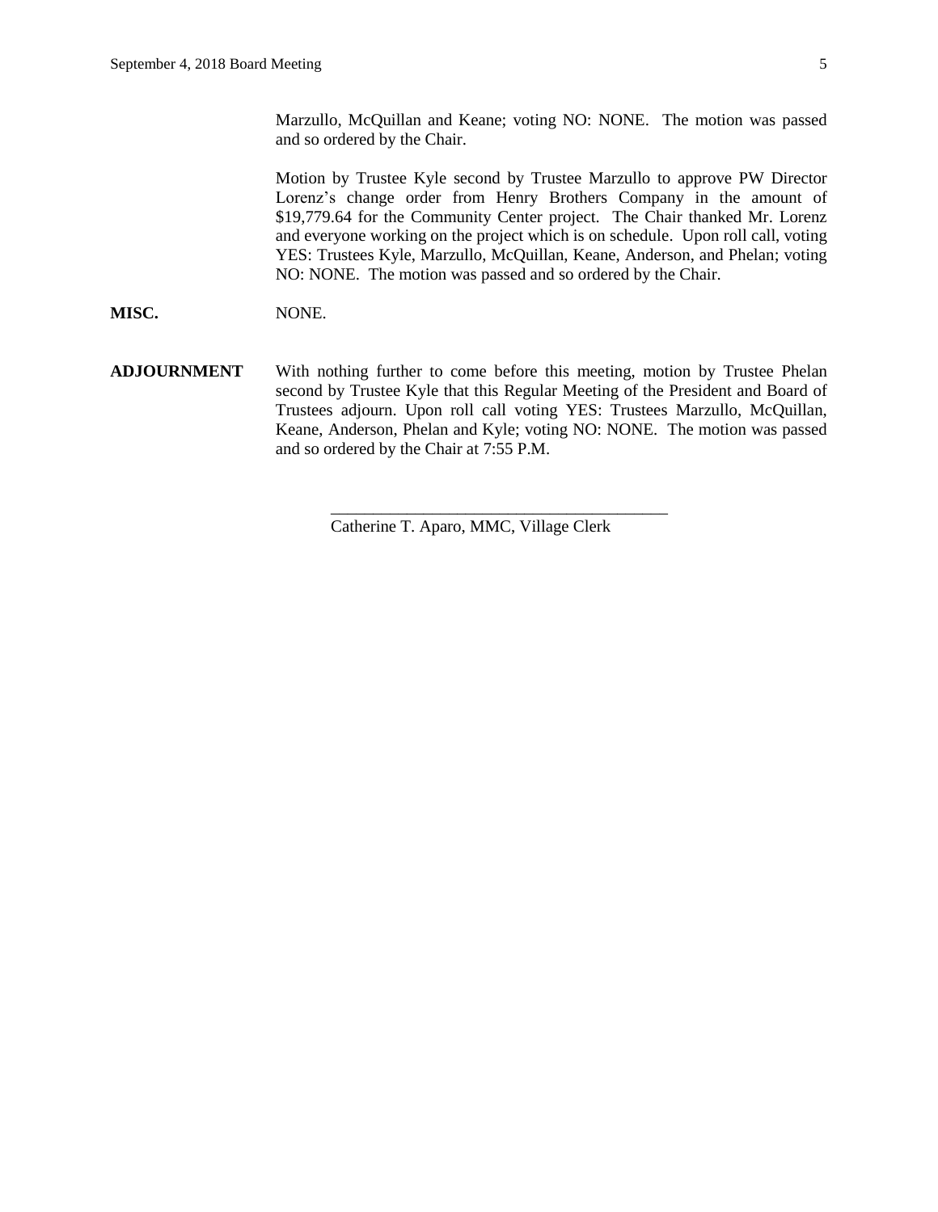Marzullo, McQuillan and Keane; voting NO: NONE. The motion was passed and so ordered by the Chair.

Motion by Trustee Kyle second by Trustee Marzullo to approve PW Director Lorenz's change order from Henry Brothers Company in the amount of $19,779.64 for the Community Center project. The Chair thanked Mr. Lorenz and everyone working on the project which is on schedule. Upon roll call, voting YES: Trustees Kyle, Marzullo, McQuillan, Keane, Anderson, and Phelan; voting NO: NONE. The motion was passed and so ordered by the Chair.

**MISC.** NONE.

**ADJOURNMENT** With nothing further to come before this meeting, motion by Trustee Phelan second by Trustee Kyle that this Regular Meeting of the President and Board of Trustees adjourn. Upon roll call voting YES: Trustees Marzullo, McQuillan, Keane, Anderson, Phelan and Kyle; voting NO: NONE. The motion was passed and so ordered by the Chair at 7:55 P.M.

\_\_\_\_\_\_\_\_\_\_\_\_\_\_\_\_\_\_\_\_\_\_\_\_\_\_\_\_\_\_\_\_\_\_\_\_\_\_\_\_

Catherine T. Aparo, MMC, Village Clerk